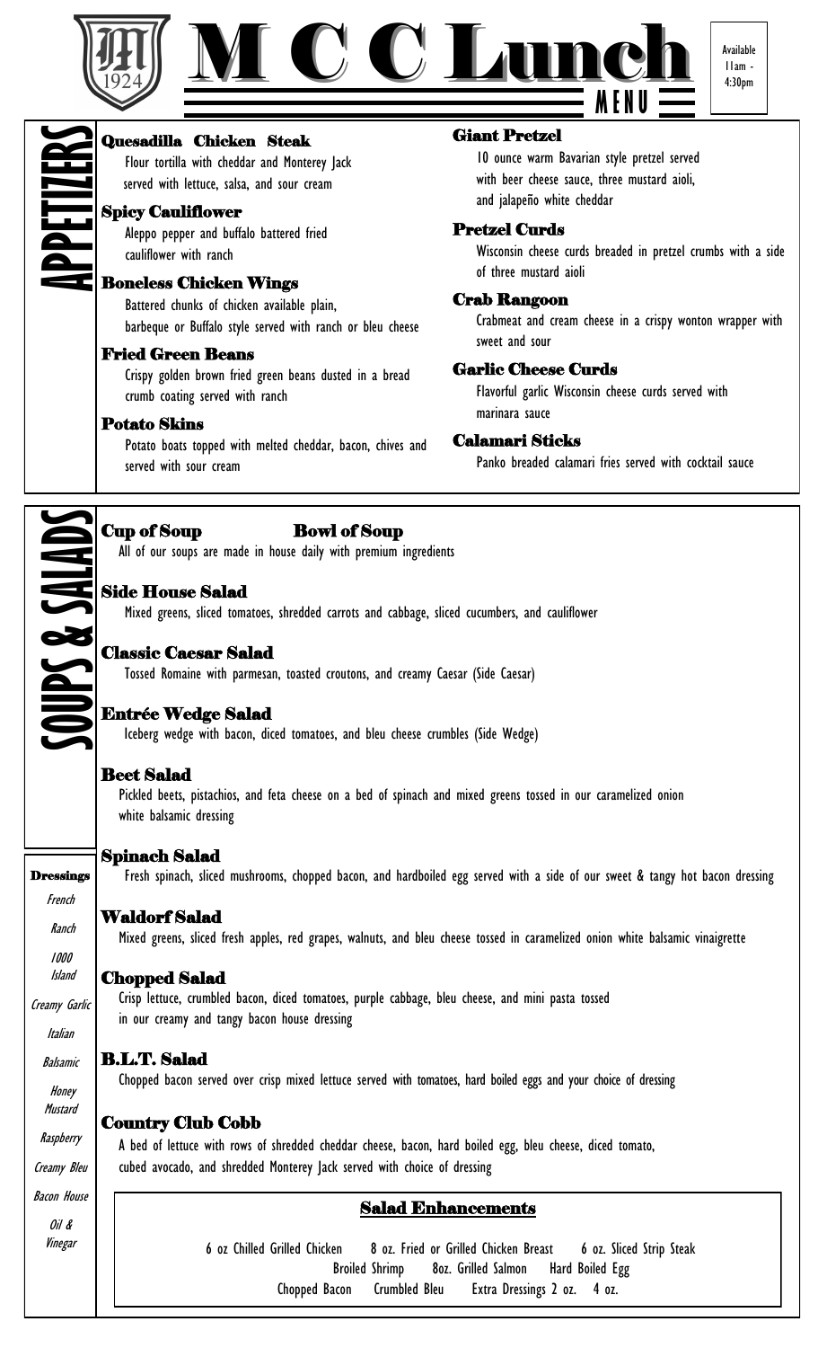# M C C Lunch MENU

1924

Available 11am - 4:30pm

## APPETIZERS

### Quesadilla Chicken Steak
Flour tortilla with cheddar and Monterey Jack served with lettuce, salsa, and sour cream

### Spicy Cauliflower
Aleppo pepper and buffalo battered fried cauliflower with ranch

### Boneless Chicken Wings
Battered chunks of chicken available plain, barbeque or Buffalo style served with ranch or bleu cheese

### Fried Green Beans
Crispy golden brown fried green beans dusted in a bread crumb coating served with ranch

### Potato Skins
Potato boats topped with melted cheddar, bacon, chives and served with sour cream

### Giant Pretzel
10 ounce warm Bavarian style pretzel served with beer cheese sauce, three mustard aioli, and jalapeño white cheddar

### Pretzel Curds
Wisconsin cheese curds breaded in pretzel crumbs with a side of three mustard aioli

### Crab Rangoon
Crabmeat and cream cheese in a crispy wonton wrapper with sweet and sour

### Garlic Cheese Curds
Flavorful garlic Wisconsin cheese curds served with marinara sauce

### Calamari Sticks
Panko breaded calamari fries served with cocktail sauce

## SOUPS & SALADS

### Cup of Soup Bowl of Soup
All of our soups are made in house daily with premium ingredients

### Side House Salad
Mixed greens, sliced tomatoes, shredded carrots and cabbage, sliced cucumbers, and cauliflower

### Classic Caesar Salad
Tossed Romaine with parmesan, toasted croutons, and creamy Caesar (Side Caesar)

### Entrée Wedge Salad
Iceberg wedge with bacon, diced tomatoes, and bleu cheese crumbles (Side Wedge)

### Beet Salad
Pickled beets, pistachios, and feta cheese on a bed of spinach and mixed greens tossed in our caramelized onion white balsamic dressing

### Spinach Salad
Fresh spinach, sliced mushrooms, chopped bacon, and hardboiled egg served with a side of our sweet & tangy hot bacon dressing

### Waldorf Salad
Mixed greens, sliced fresh apples, red grapes, walnuts, and bleu cheese tossed in caramelized onion white balsamic vinaigrette

### Chopped Salad
Crisp lettuce, crumbled bacon, diced tomatoes, purple cabbage, bleu cheese, and mini pasta tossed in our creamy and tangy bacon house dressing

### B.L.T. Salad
Chopped bacon served over crisp mixed lettuce served with tomatoes, hard boiled eggs and your choice of dressing

### Country Club Cobb
A bed of lettuce with rows of shredded cheddar cheese, bacon, hard boiled egg, bleu cheese, diced tomato, cubed avocado, and shredded Monterey Jack served with choice of dressing

### Dressings
*French*
*Ranch*
*1000 Island*
*Creamy Garlic*
*Italian*
*Balsamic*
*Honey Mustard*
*Raspberry*
*Creamy Bleu*
*Bacon House*
*Oil & Vinegar*

### Salad Enhancements
6 oz Chilled Grilled Chicken  8 oz. Fried or Grilled Chicken Breast  6 oz. Sliced Strip Steak
Broiled Shrimp  8oz. Grilled Salmon  Hard Boiled Egg
Chopped Bacon  Crumbled Bleu  Extra Dressings 2 oz.  4 oz.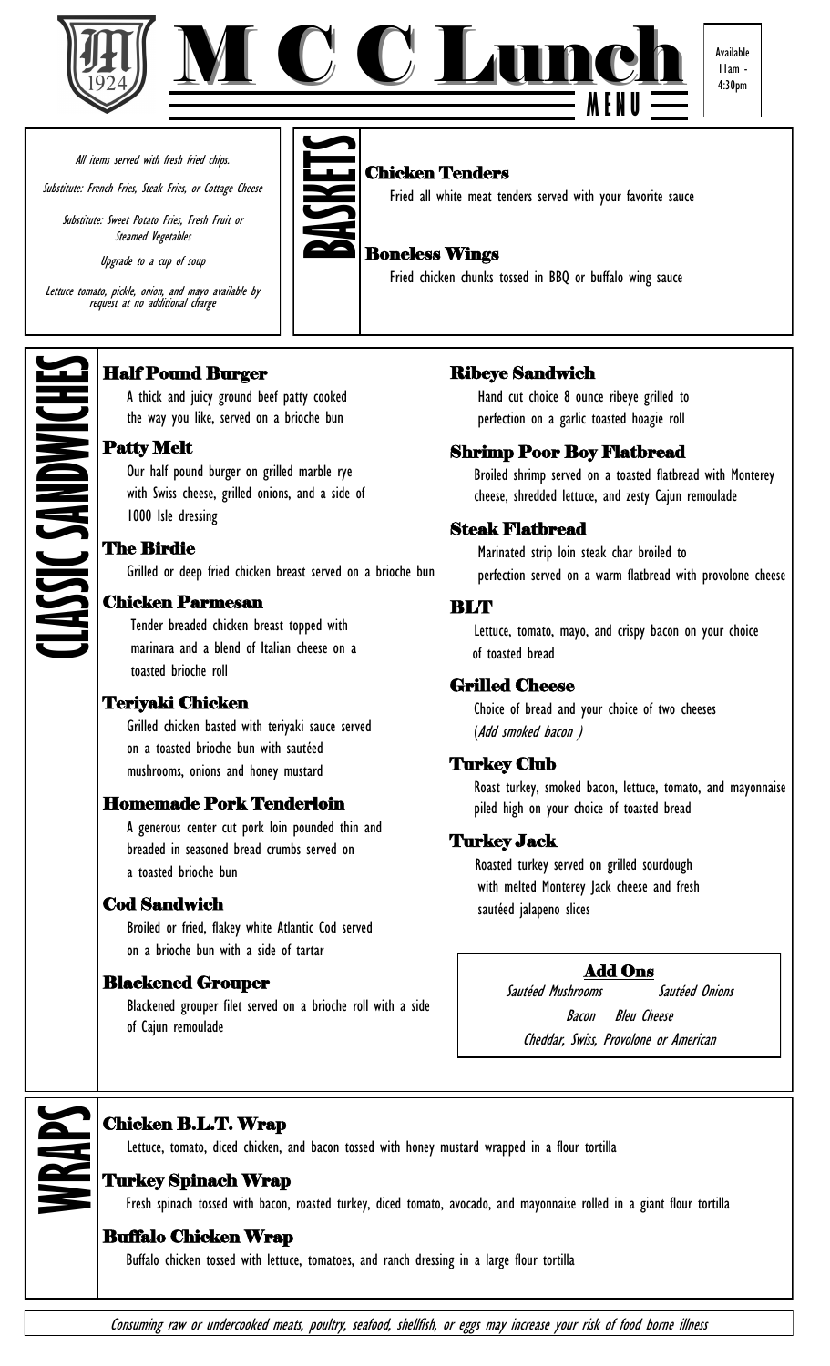# M C C Lunch MENU

Available 11am - 4:30pm

## BASKETS

*All items served with fresh fried chips.*

*Substitute: French Fries, Steak Fries, or Cottage Cheese*

*Substitute: Sweet Potato Fries, Fresh Fruit or Steamed Vegetables*

*Upgrade to a cup of soup*

*Lettuce tomato, pickle, onion, and mayo available by request at no additional charge*

### Chicken Tenders

Fried all white meat tenders served with your favorite sauce

### Boneless Wings

Fried chicken chunks tossed in BBQ or buffalo wing sauce

## CLASSIC SANDWICHES

### Half Pound Burger

A thick and juicy ground beef patty cooked the way you like, served on a brioche bun

### Patty Melt

Our half pound burger on grilled marble rye with Swiss cheese, grilled onions, and a side of 1000 Isle dressing

### The Birdie

Grilled or deep fried chicken breast served on a brioche bun

### Chicken Parmesan

Tender breaded chicken breast topped with marinara and a blend of Italian cheese on a toasted brioche roll

### Teriyaki Chicken

Grilled chicken basted with teriyaki sauce served on a toasted brioche bun with sautéed mushrooms, onions and honey mustard

### Homemade Pork Tenderloin

A generous center cut pork loin pounded thin and breaded in seasoned bread crumbs served on a toasted brioche bun

### Cod Sandwich

Broiled or fried, flakey white Atlantic Cod served on a brioche bun with a side of tartar

### Blackened Grouper

Blackened grouper filet served on a brioche roll with a side of Cajun remoulade

### Ribeye Sandwich

Hand cut choice 8 ounce ribeye grilled to perfection on a garlic toasted hoagie roll

### Shrimp Poor Boy Flatbread

Broiled shrimp served on a toasted flatbread with Monterey cheese, shredded lettuce, and zesty Cajun remoulade

### Steak Flatbread

Marinated strip loin steak char broiled to perfection served on a warm flatbread with provolone cheese

### BLT

Lettuce, tomato, mayo, and crispy bacon on your choice of toasted bread

### Grilled Cheese

Choice of bread and your choice of two cheeses (*Add smoked bacon* )

### Turkey Club

Roast turkey, smoked bacon, lettuce, tomato, and mayonnaise piled high on your choice of toasted bread

### Turkey Jack

Roasted turkey served on grilled sourdough with melted Monterey Jack cheese and fresh sautéed jalapeno slices

### Add Ons

*Sautéed Mushrooms* *Sautéed Onions*

*Bacon* *Bleu Cheese*

*Cheddar, Swiss, Provolone or American*

## WRAPS

### Chicken B.L.T. Wrap

Lettuce, tomato, diced chicken, and bacon tossed with honey mustard wrapped in a flour tortilla

### Turkey Spinach Wrap

Fresh spinach tossed with bacon, roasted turkey, diced tomato, avocado, and mayonnaise rolled in a giant flour tortilla

### Buffalo Chicken Wrap

Buffalo chicken tossed with lettuce, tomatoes, and ranch dressing in a large flour tortilla

*Consuming raw or undercooked meats, poultry, seafood, shellfish, or eggs may increase your risk of food borne illness*